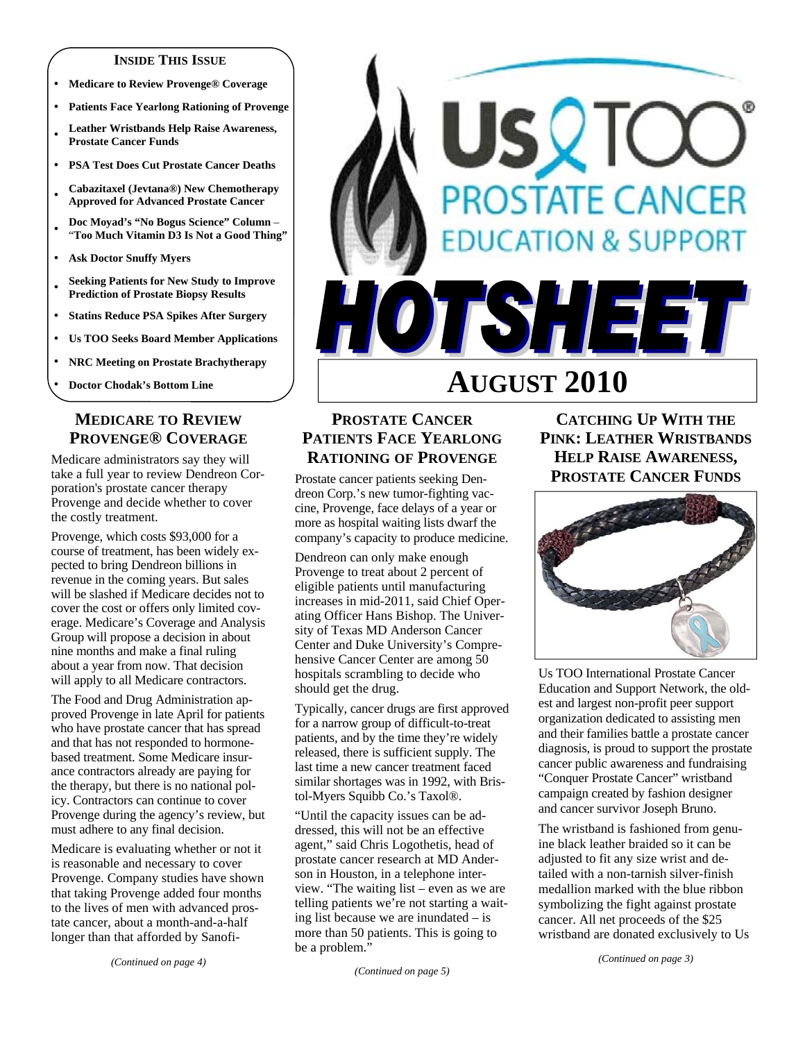# Us TOO® Prostate Cancer Education & Support

# HOTSHEET

# AUGUST 2010

**INSIDE THIS ISSUE**

- **Medicare to Review Provenge® Coverage**
- **Patients Face Yearlong Rationing of Provenge**
- **Leather Wristbands Help Raise Awareness, Prostate Cancer Funds**
- **PSA Test Does Cut Prostate Cancer Deaths**
- **Cabazitaxel (Jevtana®) New Chemotherapy Approved for Advanced Prostate Cancer**
- **Doc Moyad's "No Bogus Science" Column – "Too Much Vitamin D3 Is Not a Good Thing"**
- **Ask Doctor Snuffy Myers**
- **Seeking Patients for New Study to Improve Prediction of Prostate Biopsy Results**
- **Statins Reduce PSA Spikes After Surgery**
- **Us TOO Seeks Board Member Applications**
- **NRC Meeting on Prostate Brachytherapy**
- **Doctor Chodak's Bottom Line**

## MEDICARE TO REVIEW PROVENGE® COVERAGE

Medicare administrators say they will take a full year to review Dendreon Corporation's prostate cancer therapy Provenge and decide whether to cover the costly treatment.

Provenge, which costs $93,000 for a course of treatment, has been widely expected to bring Dendreon billions in revenue in the coming years. But sales will be slashed if Medicare decides not to cover the cost or offers only limited coverage. Medicare's Coverage and Analysis Group will propose a decision in about nine months and make a final ruling about a year from now. That decision will apply to all Medicare contractors.

The Food and Drug Administration approved Provenge in late April for patients who have prostate cancer that has spread and that has not responded to hormone-based treatment. Some Medicare insurance contractors already are paying for the therapy, but there is no national policy. Contractors can continue to cover Provenge during the agency's review, but must adhere to any final decision.

Medicare is evaluating whether or not it is reasonable and necessary to cover Provenge. Company studies have shown that taking Provenge added four months to the lives of men with advanced prostate cancer, about a month-and-a-half longer than that afforded by Sanofi-

*(Continued on page 4)*

## PROSTATE CANCER PATIENTS FACE YEARLONG RATIONING OF PROVENGE

Prostate cancer patients seeking Dendreon Corp.'s new tumor-fighting vaccine, Provenge, face delays of a year or more as hospital waiting lists dwarf the company's capacity to produce medicine.

Dendreon can only make enough Provenge to treat about 2 percent of eligible patients until manufacturing increases in mid-2011, said Chief Operating Officer Hans Bishop. The University of Texas MD Anderson Cancer Center and Duke University's Comprehensive Cancer Center are among 50 hospitals scrambling to decide who should get the drug.

Typically, cancer drugs are first approved for a narrow group of difficult-to-treat patients, and by the time they're widely released, there is sufficient supply. The last time a new cancer treatment faced similar shortages was in 1992, with Bristol-Myers Squibb Co.'s Taxol®.

"Until the capacity issues can be addressed, this will not be an effective agent," said Chris Logothetis, head of prostate cancer research at MD Anderson in Houston, in a telephone interview. "The waiting list – even as we are telling patients we're not starting a waiting list because we are inundated – is more than 50 patients. This is going to be a problem."

*(Continued on page 5)*

## CATCHING UP WITH THE PINK: LEATHER WRISTBANDS HELP RAISE AWARENESS, PROSTATE CANCER FUNDS

Us TOO International Prostate Cancer Education and Support Network, the oldest and largest non-profit peer support organization dedicated to assisting men and their families battle a prostate cancer diagnosis, is proud to support the prostate cancer public awareness and fundraising "Conquer Prostate Cancer" wristband campaign created by fashion designer and cancer survivor Joseph Bruno.

The wristband is fashioned from genuine black leather braided so it can be adjusted to fit any size wrist and detailed with a non-tarnish silver-finish medallion marked with the blue ribbon symbolizing the fight against prostate cancer. All net proceeds of the $25 wristband are donated exclusively to Us

*(Continued on page 3)*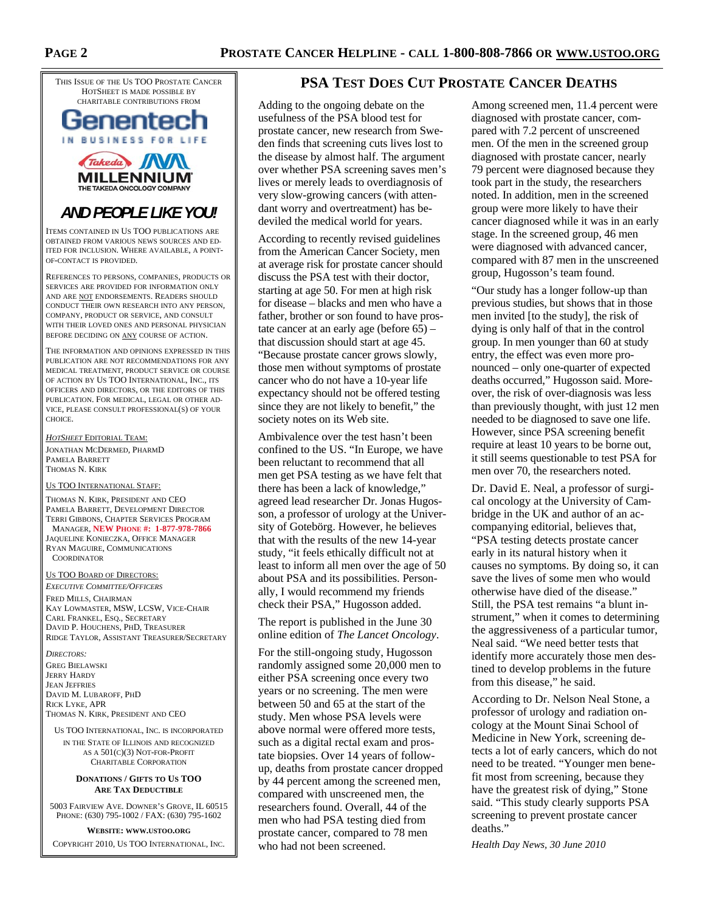## PSA Test Does Cut Prostate Cancer Deaths

Adding to the ongoing debate on the usefulness of the PSA blood test for prostate cancer, new research from Sweden finds that screening cuts lives lost to the disease by almost half. The argument over whether PSA screening saves men's lives or merely leads to overdiagnosis of very slow-growing cancers (with attendant worry and overtreatment) has bedeviled the medical world for years.

According to recently revised guidelines from the American Cancer Society, men at average risk for prostate cancer should discuss the PSA test with their doctor, starting at age 50. For men at high risk for disease – blacks and men who have a father, brother or son found to have prostate cancer at an early age (before 65) – that discussion should start at age 45. "Because prostate cancer grows slowly, those men without symptoms of prostate cancer who do not have a 10-year life expectancy should not be offered testing since they are not likely to benefit," the society notes on its Web site.

Ambivalence over the test hasn't been confined to the US. "In Europe, we have been reluctant to recommend that all men get PSA testing as we have felt that there has been a lack of knowledge," agreed lead researcher Dr. Jonas Hugosson, a professor of urology at the University of Gotebörg. However, he believes that with the results of the new 14-year study, "it feels ethically difficult not at least to inform all men over the age of 50 about PSA and its possibilities. Personally, I would recommend my friends check their PSA," Hugosson added.

The report is published in the June 30 online edition of *The Lancet Oncology*.

For the still-ongoing study, Hugosson randomly assigned some 20,000 men to either PSA screening once every two years or no screening. The men were between 50 and 65 at the start of the study. Men whose PSA levels were above normal were offered more tests, such as a digital rectal exam and prostate biopsies. Over 14 years of follow-up, deaths from prostate cancer dropped by 44 percent among the screened men, compared with unscreened men, the researchers found. Overall, 44 of the men who had PSA testing died from prostate cancer, compared to 78 men who had not been screened.

Among screened men, 11.4 percent were diagnosed with prostate cancer, compared with 7.2 percent of unscreened men. Of the men in the screened group diagnosed with prostate cancer, nearly 79 percent were diagnosed because they took part in the study, the researchers noted. In addition, men in the screened group were more likely to have their cancer diagnosed while it was in an early stage. In the screened group, 46 men were diagnosed with advanced cancer, compared with 87 men in the unscreened group, Hugosson's team found.

"Our study has a longer follow-up than previous studies, but shows that in those men invited [to the study], the risk of dying is only half of that in the control group. In men younger than 60 at study entry, the effect was even more pronounced – only one-quarter of expected deaths occurred," Hugosson said. Moreover, the risk of over-diagnosis was less than previously thought, with just 12 men needed to be diagnosed to save one life. However, since PSA screening benefit require at least 10 years to be borne out, it still seems questionable to test PSA for men over 70, the researchers noted.

Dr. David E. Neal, a professor of surgical oncology at the University of Cambridge in the UK and author of an accompanying editorial, believes that, "PSA testing detects prostate cancer early in its natural history when it causes no symptoms. By doing so, it can save the lives of some men who would otherwise have died of the disease." Still, the PSA test remains "a blunt instrument," when it comes to determining the aggressiveness of a particular tumor, Neal said. "We need better tests that identify more accurately those men destined to develop problems in the future from this disease," he said.

According to Dr. Nelson Neal Stone, a professor of urology and radiation oncology at the Mount Sinai School of Medicine in New York, screening detects a lot of early cancers, which do not need to be treated. "Younger men benefit most from screening, because they have the greatest risk of dying," Stone said. "This study clearly supports PSA screening to prevent prostate cancer deaths."

*Health Day News, 30 June 2010*

---

This issue of the Us TOO Prostate Cancer HotSheet is made possible by charitable contributions from

**Genentech**
IN BUSINESS FOR LIFE

**Takeda MILLENNIUM**
THE TAKEDA ONCOLOGY COMPANY

***AND PEOPLE LIKE YOU!***

Items contained in Us TOO publications are obtained from various news sources and edited for inclusion. Where available, a point-of-contact is provided.

References to persons, companies, products or services are provided for information only and are not endorsements. Readers should conduct their own research into any person, company, product or service, and consult with their loved ones and personal physician before deciding on any course of action.

The information and opinions expressed in this publication are not recommendations for any medical treatment, product service or course of action by Us TOO International, Inc., its officers and directors, or the editors of this publication. For medical, legal or other advice, please consult professional(s) of your choice.

*HotSheet* Editorial Team:
Jonathan McDermed, PharmD
Pamela Barrett
Thomas N. Kirk

Us TOO International Staff:
Thomas N. Kirk, President and CEO
Pamela Barrett, Development Director
Terri Gibbons, Chapter Services Program Manager, **New Phone #: 1-877-978-7866**
Jaqueline Konieczka, Office Manager
Ryan Maguire, Communications Coordinator

Us TOO Board of Directors:
*Executive Committee/Officers*
Fred Mills, Chairman
Kay Lowmaster, MSW, LCSW, Vice-Chair
Carl Frankel, Esq., Secretary
David P. Houchens, PhD, Treasurer
Ridge Taylor, Assistant Treasurer/Secretary

*Directors:*
Greg Bielawski
Jerry Hardy
Jean Jeffries
David M. Lubaroff, PhD
Rick Lyke, APR
Thomas N. Kirk, President and CEO

Us TOO International, Inc. is incorporated in the State of Illinois and recognized as a 501(c)(3) not-for-profit charitable corporation

**Donations / Gifts to Us TOO Are Tax Deductible**

5003 Fairview Ave. Downer's Grove, IL 60515
Phone: (630) 795-1002 / Fax: (630) 795-1602

**Website: www.ustoo.org**

Copyright 2010, Us TOO International, Inc.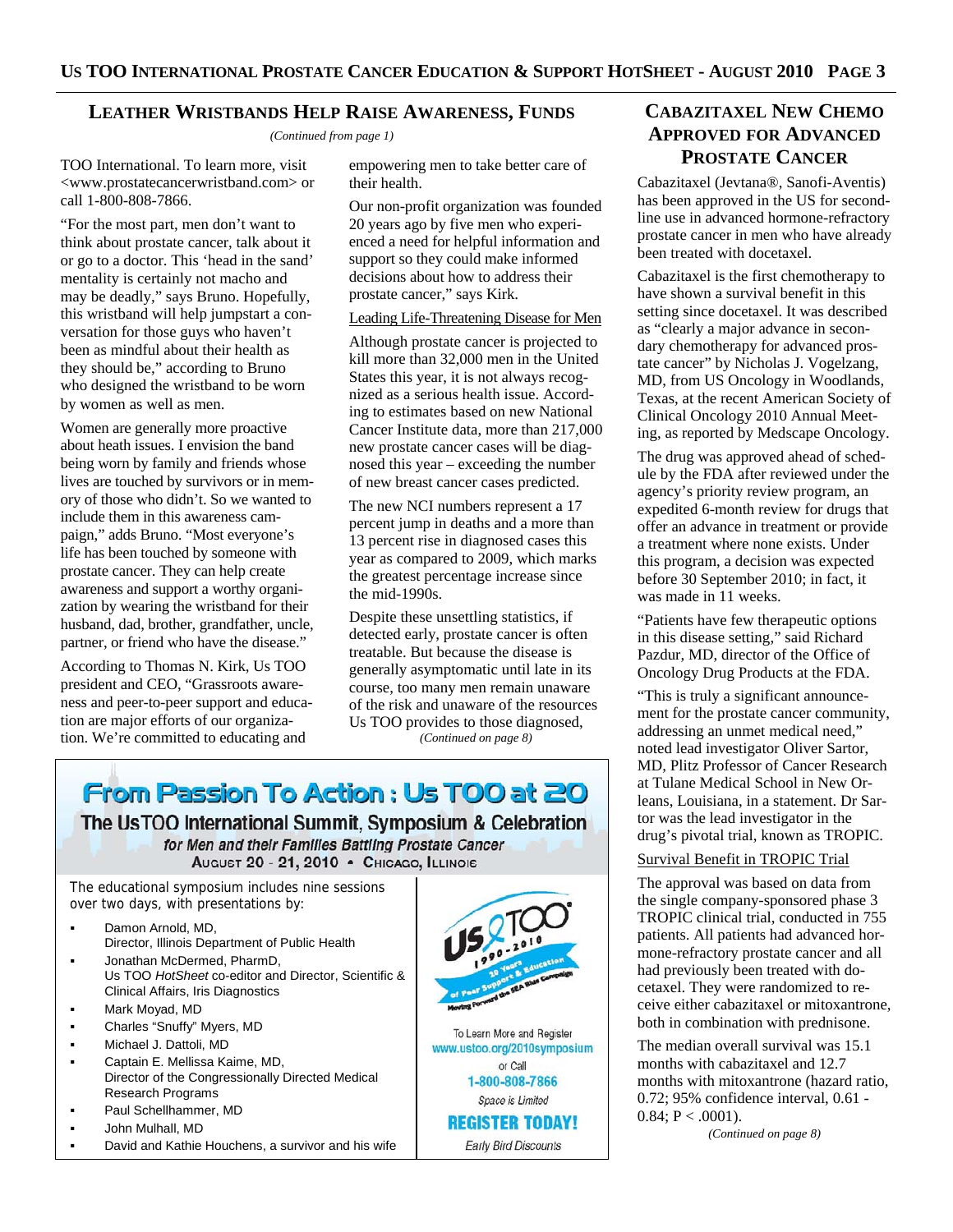## Leather Wristbands Help Raise Awareness, Funds

*(Continued from page 1)*

TOO International. To learn more, visit <www.prostatecancerwristband.com> or call 1-800-808-7866.

"For the most part, men don't want to think about prostate cancer, talk about it or go to a doctor. This 'head in the sand' mentality is certainly not macho and may be deadly," says Bruno. Hopefully, this wristband will help jumpstart a conversation for those guys who haven't been as mindful about their health as they should be," according to Bruno who designed the wristband to be worn by women as well as men.

Women are generally more proactive about heath issues. I envision the band being worn by family and friends whose lives are touched by survivors or in memory of those who didn't. So we wanted to include them in this awareness campaign," adds Bruno. "Most everyone's life has been touched by someone with prostate cancer. They can help create awareness and support a worthy organization by wearing the wristband for their husband, dad, brother, grandfather, uncle, partner, or friend who have the disease."

According to Thomas N. Kirk, Us TOO president and CEO, "Grassroots awareness and peer-to-peer support and education are major efforts of our organization. We're committed to educating and empowering men to take better care of their health.

Our non-profit organization was founded 20 years ago by five men who experienced a need for helpful information and support so they could make informed decisions about how to address their prostate cancer," says Kirk.

### Leading Life-Threatening Disease for Men

Although prostate cancer is projected to kill more than 32,000 men in the United States this year, it is not always recognized as a serious health issue. According to estimates based on new National Cancer Institute data, more than 217,000 new prostate cancer cases will be diagnosed this year – exceeding the number of new breast cancer cases predicted.

The new NCI numbers represent a 17 percent jump in deaths and a more than 13 percent rise in diagnosed cases this year as compared to 2009, which marks the greatest percentage increase since the mid-1990s.

Despite these unsettling statistics, if detected early, prostate cancer is often treatable. But because the disease is generally asymptomatic until late in its course, too many men remain unaware of the risk and unaware of the resources Us TOO provides to those diagnosed,

*(Continued on page 8)*

## Cabazitaxel New Chemo Approved for Advanced Prostate Cancer

Cabazitaxel (Jevtana®, Sanofi-Aventis) has been approved in the US for second-line use in advanced hormone-refractory prostate cancer in men who have already been treated with docetaxel.

Cabazitaxel is the first chemotherapy to have shown a survival benefit in this setting since docetaxel. It was described as "clearly a major advance in secondary chemotherapy for advanced prostate cancer" by Nicholas J. Vogelzang, MD, from US Oncology in Woodlands, Texas, at the recent American Society of Clinical Oncology 2010 Annual Meeting, as reported by Medscape Oncology.

The drug was approved ahead of schedule by the FDA after reviewed under the agency's priority review program, an expedited 6-month review for drugs that offer an advance in treatment or provide a treatment where none exists. Under this program, a decision was expected before 30 September 2010; in fact, it was made in 11 weeks.

"Patients have few therapeutic options in this disease setting," said Richard Pazdur, MD, director of the Office of Oncology Drug Products at the FDA.

"This is truly a significant announcement for the prostate cancer community, addressing an unmet medical need," noted lead investigator Oliver Sartor, MD, Plitz Professor of Cancer Research at Tulane Medical School in New Orleans, Louisiana, in a statement. Dr Sartor was the lead investigator in the drug's pivotal trial, known as TROPIC.

### Survival Benefit in TROPIC Trial

The approval was based on data from the single company-sponsored phase 3 TROPIC clinical trial, conducted in 755 patients. All patients had advanced hormone-refractory prostate cancer and all had previously been treated with docetaxel. They were randomized to receive either cabazitaxel or mitoxantrone, both in combination with prednisone.

The median overall survival was 15.1 months with cabazitaxel and 12.7 months with mitoxantrone (hazard ratio, 0.72; 95% confidence interval, 0.61 - 0.84; $P < .0001$).

*(Continued on page 8)*

## From Passion To Action : Us TOO at 20

### The UsTOO International Summit, Symposium & Celebration

*for Men and their Families Battling Prostate Cancer*

August 20 - 21, 2010 • Chicago, Illinois

The educational symposium includes nine sessions over two days, with presentations by:

- Damon Arnold, MD, Director, Illinois Department of Public Health
- Jonathan McDermed, PharmD, Us TOO *HotSheet* co-editor and Director, Scientific & Clinical Affairs, Iris Diagnostics
- Mark Moyad, MD
- Charles "Snuffy" Myers, MD
- Michael J. Dattoli, MD
- Captain E. Mellissa Kaime, MD, Director of the Congressionally Directed Medical Research Programs
- Paul Schellhammer, MD
- John Mulhall, MD
- David and Kathie Houchens, a survivor and his wife

Us TOO 1990-2010 — 20 Years of Peer Support & Education — Moving Forward the SEA Blue Campaign

To Learn More and Register
www.ustoo.org/2010symposium
or Call
1-800-808-7866
*Space is Limited*
**REGISTER TODAY!**
*Early Bird Discounts*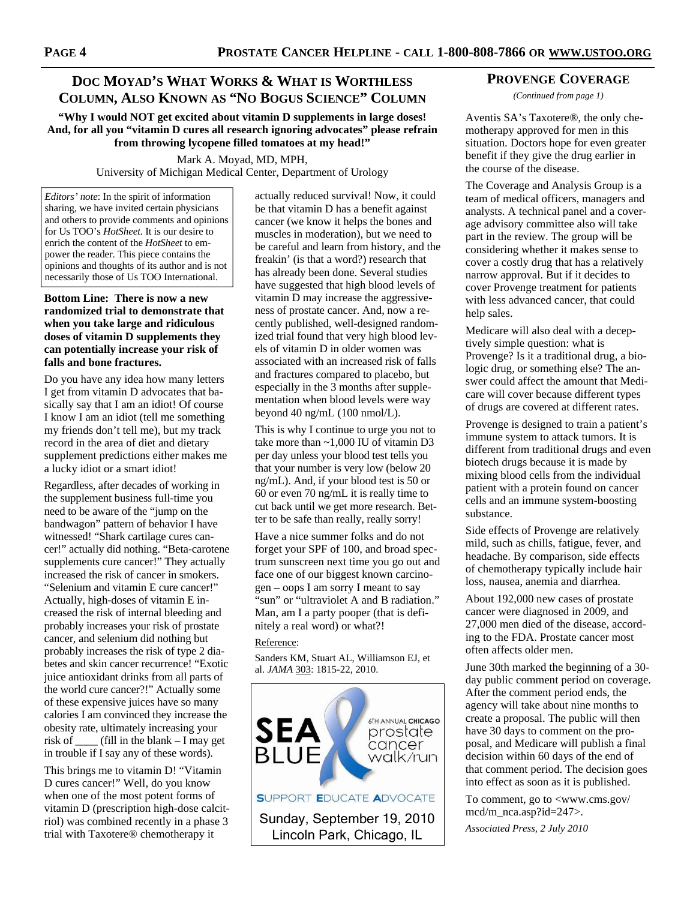## Doc Moyad's What Works & What is Worthless Column, Also Known as "No Bogus Science" Column

**"Why I would NOT get excited about vitamin D supplements in large doses! And, for all you "vitamin D cures all research ignoring advocates" please refrain from throwing lycopene filled tomatoes at my head!"**

Mark A. Moyad, MD, MPH,
University of Michigan Medical Center, Department of Urology

*Editors' note*: In the spirit of information sharing, we have invited certain physicians and others to provide comments and opinions for Us TOO's *HotSheet*. It is our desire to enrich the content of the *HotSheet* to empower the reader. This piece contains the opinions and thoughts of its author and is not necessarily those of Us TOO International.

**Bottom Line: There is now a new randomized trial to demonstrate that when you take large and ridiculous doses of vitamin D supplements they can potentially increase your risk of falls and bone fractures.**

Do you have any idea how many letters I get from vitamin D advocates that basically say that I am an idiot! Of course I know I am an idiot (tell me something my friends don't tell me), but my track record in the area of diet and dietary supplement predictions either makes me a lucky idiot or a smart idiot!

Regardless, after decades of working in the supplement business full-time you need to be aware of the "jump on the bandwagon" pattern of behavior I have witnessed! "Shark cartilage cures cancer!" actually did nothing. "Beta-carotene supplements cure cancer!" They actually increased the risk of cancer in smokers. "Selenium and vitamin E cure cancer!" Actually, high-doses of vitamin E increased the risk of internal bleeding and probably increases your risk of prostate cancer, and selenium did nothing but probably increases the risk of type 2 diabetes and skin cancer recurrence! "Exotic juice antioxidant drinks from all parts of the world cure cancer?!" Actually some of these expensive juices have so many calories I am convinced they increase the obesity rate, ultimately increasing your risk of ____ (fill in the blank – I may get in trouble if I say any of these words).

This brings me to vitamin D! "Vitamin D cures cancer!" Well, do you know when one of the most potent forms of vitamin D (prescription high-dose calcitriol) was combined recently in a phase 3 trial with Taxotere® chemotherapy it actually reduced survival! Now, it could be that vitamin D has a benefit against cancer (we know it helps the bones and muscles in moderation), but we need to be careful and learn from history, and the freakin' (is that a word?) research that has already been done. Several studies have suggested that high blood levels of vitamin D may increase the aggressiveness of prostate cancer. And, now a recently published, well-designed randomized trial found that very high blood levels of vitamin D in older women was associated with an increased risk of falls and fractures compared to placebo, but especially in the 3 months after supplementation when blood levels were way beyond 40 ng/mL (100 nmol/L).

This is why I continue to urge you not to take more than ~1,000 IU of vitamin D3 per day unless your blood test tells you that your number is very low (below 20 ng/mL). And, if your blood test is 50 or 60 or even 70 ng/mL it is really time to cut back until we get more research. Better to be safe than really, really sorry!

Have a nice summer folks and do not forget your SPF of 100, and broad spectrum sunscreen next time you go out and face one of our biggest known carcinogen – oops I am sorry I meant to say "sun" or "ultraviolet A and B radiation." Man, am I a party pooper (that is definitely a real word) or what?!

Reference:

Sanders KM, Stuart AL, Williamson EJ, et al. *JAMA* 303: 1815-22, 2010.

SEA BLUE — 6TH ANNUAL CHICAGO prostate cancer walk/run

SUPPORT EDUCATE ADVOCATE

Sunday, September 19, 2010
Lincoln Park, Chicago, IL

## Provenge Coverage

*(Continued from page 1)*

Aventis SA's Taxotere®, the only chemotherapy approved for men in this situation. Doctors hope for even greater benefit if they give the drug earlier in the course of the disease.

The Coverage and Analysis Group is a team of medical officers, managers and analysts. A technical panel and a coverage advisory committee also will take part in the review. The group will be considering whether it makes sense to cover a costly drug that has a relatively narrow approval. But if it decides to cover Provenge treatment for patients with less advanced cancer, that could help sales.

Medicare will also deal with a deceptively simple question: what is Provenge? Is it a traditional drug, a biologic drug, or something else? The answer could affect the amount that Medicare will cover because different types of drugs are covered at different rates.

Provenge is designed to train a patient's immune system to attack tumors. It is different from traditional drugs and even biotech drugs because it is made by mixing blood cells from the individual patient with a protein found on cancer cells and an immune system-boosting substance.

Side effects of Provenge are relatively mild, such as chills, fatigue, fever, and headache. By comparison, side effects of chemotherapy typically include hair loss, nausea, anemia and diarrhea.

About 192,000 new cases of prostate cancer were diagnosed in 2009, and 27,000 men died of the disease, according to the FDA. Prostate cancer most often affects older men.

June 30th marked the beginning of a 30-day public comment period on coverage. After the comment period ends, the agency will take about nine months to create a proposal. The public will then have 30 days to comment on the proposal, and Medicare will publish a final decision within 60 days of the end of that comment period. The decision goes into effect as soon as it is published.

To comment, go to <www.cms.gov/mcd/m_nca.asp?id=247>.

*Associated Press, 2 July 2010*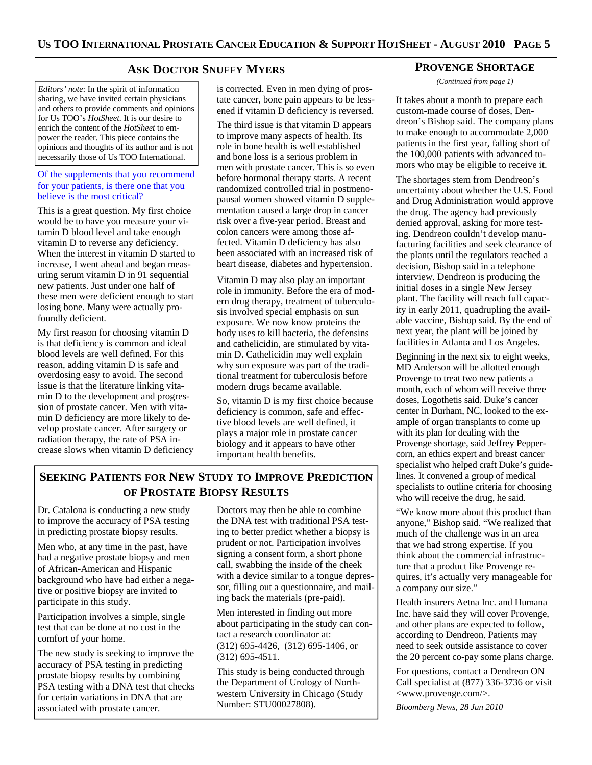## ASK DOCTOR SNUFFY MYERS

*Editors' note*: In the spirit of information sharing, we have invited certain physicians and others to provide comments and opinions for Us TOO's *HotSheet*. It is our desire to enrich the content of the *HotSheet* to empower the reader. This piece contains the opinions and thoughts of its author and is not necessarily those of Us TOO International.

Of the supplements that you recommend for your patients, is there one that you believe is the most critical?

This is a great question. My first choice would be to have you measure your vitamin D blood level and take enough vitamin D to reverse any deficiency. When the interest in vitamin D started to increase, I went ahead and began measuring serum vitamin D in 91 sequential new patients. Just under one half of these men were deficient enough to start losing bone. Many were actually profoundly deficient.

My first reason for choosing vitamin D is that deficiency is common and ideal blood levels are well defined. For this reason, adding vitamin D is safe and overdosing easy to avoid. The second issue is that the literature linking vitamin D to the development and progression of prostate cancer. Men with vitamin D deficiency are more likely to develop prostate cancer. After surgery or radiation therapy, the rate of PSA increase slows when vitamin D deficiency is corrected. Even in men dying of prostate cancer, bone pain appears to be lessened if vitamin D deficiency is reversed.

The third issue is that vitamin D appears to improve many aspects of health. Its role in bone health is well established and bone loss is a serious problem in men with prostate cancer. This is so even before hormonal therapy starts. A recent randomized controlled trial in postmenopausal women showed vitamin D supplementation caused a large drop in cancer risk over a five-year period. Breast and colon cancers were among those affected. Vitamin D deficiency has also been associated with an increased risk of heart disease, diabetes and hypertension.

Vitamin D may also play an important role in immunity. Before the era of modern drug therapy, treatment of tuberculosis involved special emphasis on sun exposure. We now know proteins the body uses to kill bacteria, the defensins and cathelicidin, are stimulated by vitamin D. Cathelicidin may well explain why sun exposure was part of the traditional treatment for tuberculosis before modern drugs became available.

So, vitamin D is my first choice because deficiency is common, safe and effective blood levels are well defined, it plays a major role in prostate cancer biology and it appears to have other important health benefits.

## SEEKING PATIENTS FOR NEW STUDY TO IMPROVE PREDICTION OF PROSTATE BIOPSY RESULTS

Dr. Catalona is conducting a new study to improve the accuracy of PSA testing in predicting prostate biopsy results.

Men who, at any time in the past, have had a negative prostate biopsy and men of African-American and Hispanic background who have had either a negative or positive biopsy are invited to participate in this study.

Participation involves a simple, single test that can be done at no cost in the comfort of your home.

The new study is seeking to improve the accuracy of PSA testing in predicting prostate biopsy results by combining PSA testing with a DNA test that checks for certain variations in DNA that are associated with prostate cancer.

Doctors may then be able to combine the DNA test with traditional PSA testing to better predict whether a biopsy is prudent or not. Participation involves signing a consent form, a short phone call, swabbing the inside of the cheek with a device similar to a tongue depressor, filling out a questionnaire, and mailing back the materials (pre-paid).

Men interested in finding out more about participating in the study can contact a research coordinator at: (312) 695-4426, (312) 695-1406, or (312) 695-4511.

This study is being conducted through the Department of Urology of Northwestern University in Chicago (Study Number: STU00027808).

## PROVENGE SHORTAGE

*(Continued from page 1)*

It takes about a month to prepare each custom-made course of doses, Dendreon's Bishop said. The company plans to make enough to accommodate 2,000 patients in the first year, falling short of the 100,000 patients with advanced tumors who may be eligible to receive it.

The shortages stem from Dendreon's uncertainty about whether the U.S. Food and Drug Administration would approve the drug. The agency had previously denied approval, asking for more testing. Dendreon couldn't develop manufacturing facilities and seek clearance of the plants until the regulators reached a decision, Bishop said in a telephone interview. Dendreon is producing the initial doses in a single New Jersey plant. The facility will reach full capacity in early 2011, quadrupling the available vaccine, Bishop said. By the end of next year, the plant will be joined by facilities in Atlanta and Los Angeles.

Beginning in the next six to eight weeks, MD Anderson will be allotted enough Provenge to treat two new patients a month, each of whom will receive three doses, Logothetis said. Duke's cancer center in Durham, NC, looked to the example of organ transplants to come up with its plan for dealing with the Provenge shortage, said Jeffrey Peppercorn, an ethics expert and breast cancer specialist who helped craft Duke's guidelines. It convened a group of medical specialists to outline criteria for choosing who will receive the drug, he said.

"We know more about this product than anyone," Bishop said. "We realized that much of the challenge was in an area that we had strong expertise. If you think about the commercial infrastructure that a product like Provenge requires, it's actually very manageable for a company our size."

Health insurers Aetna Inc. and Humana Inc. have said they will cover Provenge, and other plans are expected to follow, according to Dendreon. Patients may need to seek outside assistance to cover the 20 percent co-pay some plans charge.

For questions, contact a Dendreon ON Call specialist at (877) 336-3736 or visit <www.provenge.com/>.

*Bloomberg News, 28 Jun 2010*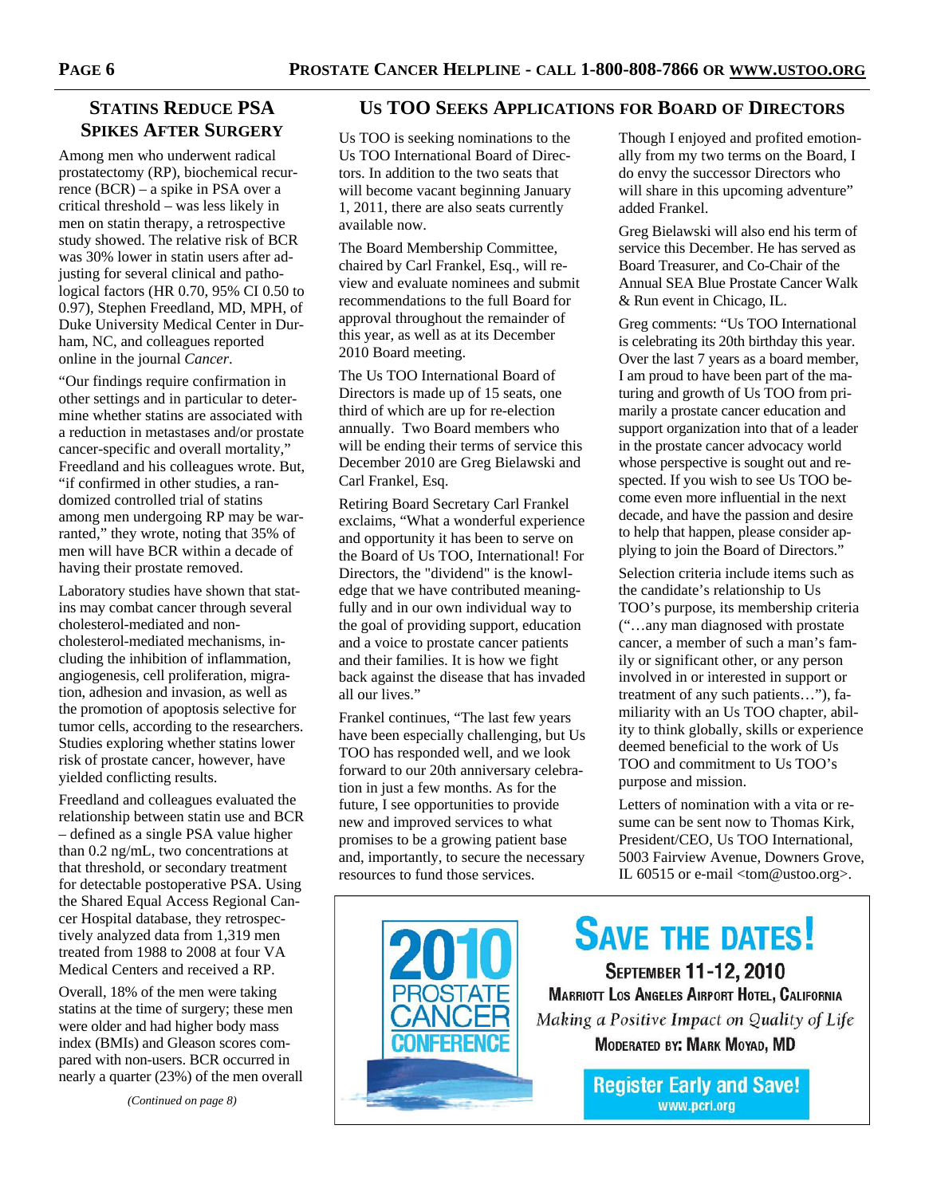## Statins Reduce PSA Spikes After Surgery

Among men who underwent radical prostatectomy (RP), biochemical recurrence (BCR) – a spike in PSA over a critical threshold – was less likely in men on statin therapy, a retrospective study showed. The relative risk of BCR was 30% lower in statin users after adjusting for several clinical and pathological factors (HR 0.70, 95% CI 0.50 to 0.97), Stephen Freedland, MD, MPH, of Duke University Medical Center in Durham, NC, and colleagues reported online in the journal *Cancer*.

"Our findings require confirmation in other settings and in particular to determine whether statins are associated with a reduction in metastases and/or prostate cancer-specific and overall mortality," Freedland and his colleagues wrote. But, "if confirmed in other studies, a randomized controlled trial of statins among men undergoing RP may be warranted," they wrote, noting that 35% of men will have BCR within a decade of having their prostate removed.

Laboratory studies have shown that statins may combat cancer through several cholesterol-mediated and non-cholesterol-mediated mechanisms, including the inhibition of inflammation, angiogenesis, cell proliferation, migration, adhesion and invasion, as well as the promotion of apoptosis selective for tumor cells, according to the researchers. Studies exploring whether statins lower risk of prostate cancer, however, have yielded conflicting results.

Freedland and colleagues evaluated the relationship between statin use and BCR – defined as a single PSA value higher than 0.2 ng/mL, two concentrations at that threshold, or secondary treatment for detectable postoperative PSA. Using the Shared Equal Access Regional Cancer Hospital database, they retrospectively analyzed data from 1,319 men treated from 1988 to 2008 at four VA Medical Centers and received a RP.

Overall, 18% of the men were taking statins at the time of surgery; these men were older and had higher body mass index (BMIs) and Gleason scores compared with non-users. BCR occurred in nearly a quarter (23%) of the men overall

*(Continued on page 8)*

## Us TOO Seeks Applications for Board of Directors

Us TOO is seeking nominations to the Us TOO International Board of Directors. In addition to the two seats that will become vacant beginning January 1, 2011, there are also seats currently available now.

The Board Membership Committee, chaired by Carl Frankel, Esq., will review and evaluate nominees and submit recommendations to the full Board for approval throughout the remainder of this year, as well as at its December 2010 Board meeting.

The Us TOO International Board of Directors is made up of 15 seats, one third of which are up for re-election annually. Two Board members who will be ending their terms of service this December 2010 are Greg Bielawski and Carl Frankel, Esq.

Retiring Board Secretary Carl Frankel exclaims, "What a wonderful experience and opportunity it has been to serve on the Board of Us TOO, International! For Directors, the "dividend" is the knowledge that we have contributed meaningfully and in our own individual way to the goal of providing support, education and a voice to prostate cancer patients and their families. It is how we fight back against the disease that has invaded all our lives."

Frankel continues, "The last few years have been especially challenging, but Us TOO has responded well, and we look forward to our 20th anniversary celebration in just a few months. As for the future, I see opportunities to provide new and improved services to what promises to be a growing patient base and, importantly, to secure the necessary resources to fund those services. Though I enjoyed and profited emotionally from my two terms on the Board, I do envy the successor Directors who will share in this upcoming adventure" added Frankel.

Greg Bielawski will also end his term of service this December. He has served as Board Treasurer, and Co-Chair of the Annual SEA Blue Prostate Cancer Walk & Run event in Chicago, IL.

Greg comments: "Us TOO International is celebrating its 20th birthday this year. Over the last 7 years as a board member, I am proud to have been part of the maturing and growth of Us TOO from primarily a prostate cancer education and support organization into that of a leader in the prostate cancer advocacy world whose perspective is sought out and respected. If you wish to see Us TOO become even more influential in the next decade, and have the passion and desire to help that happen, please consider applying to join the Board of Directors."

Selection criteria include items such as the candidate's relationship to Us TOO's purpose, its membership criteria ("…any man diagnosed with prostate cancer, a member of such a man's family or significant other, or any person involved in or interested in support or treatment of any such patients…"), familiarity with an Us TOO chapter, ability to think globally, skills or experience deemed beneficial to the work of Us TOO and commitment to Us TOO's purpose and mission.

Letters of nomination with a vita or resume can be sent now to Thomas Kirk, President/CEO, Us TOO International, 5003 Fairview Avenue, Downers Grove, IL 60515 or e-mail <tom@ustoo.org>.

**2010 Prostate Cancer Conference**

# Save the Dates!

**September 11-12, 2010**

**Marriott Los Angeles Airport Hotel, California**

*Making a Positive Impact on Quality of Life*

**Moderated by: Mark Moyad, MD**

**Register Early and Save!**
www.pcri.org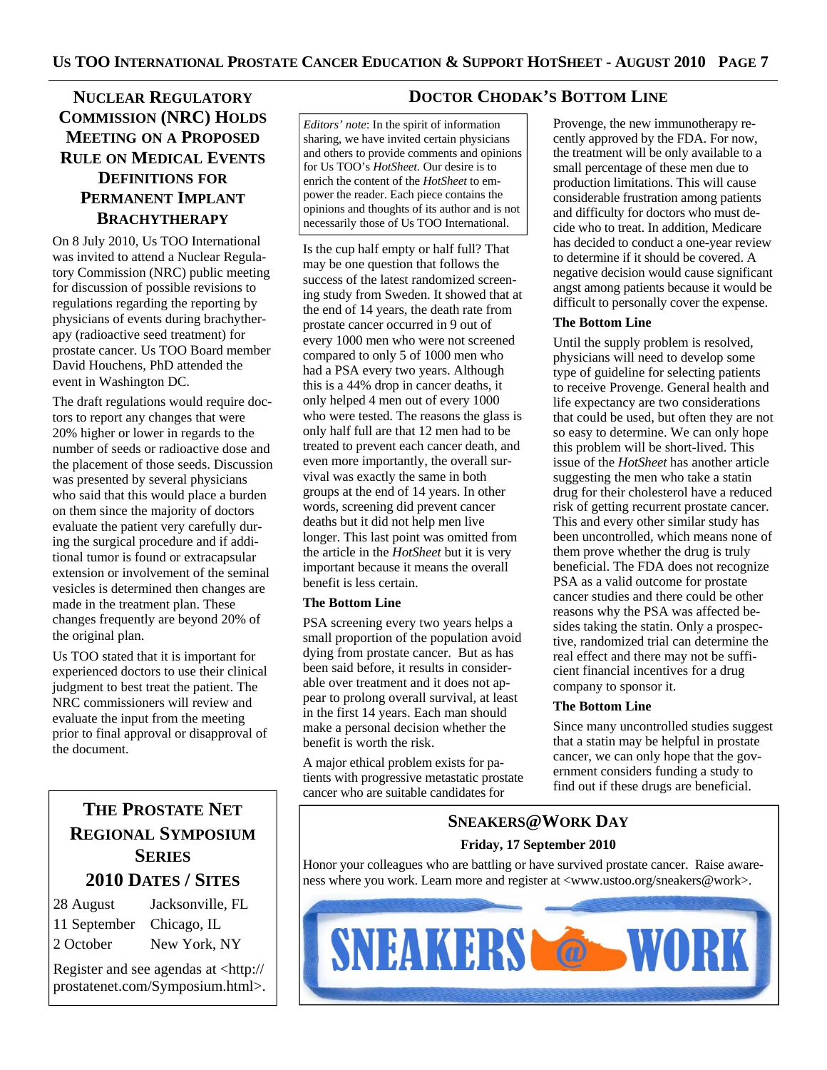## Nuclear Regulatory Commission (NRC) Holds Meeting on a Proposed Rule on Medical Events Definitions for Permanent Implant Brachytherapy

On 8 July 2010, Us TOO International was invited to attend a Nuclear Regulatory Commission (NRC) public meeting for discussion of possible revisions to regulations regarding the reporting by physicians of events during brachytherapy (radioactive seed treatment) for prostate cancer. Us TOO Board member David Houchens, PhD attended the event in Washington DC.

The draft regulations would require doctors to report any changes that were 20% higher or lower in regards to the number of seeds or radioactive dose and the placement of those seeds. Discussion was presented by several physicians who said that this would place a burden on them since the majority of doctors evaluate the patient very carefully during the surgical procedure and if additional tumor is found or extracapsular extension or involvement of the seminal vesicles is determined then changes are made in the treatment plan. These changes frequently are beyond 20% of the original plan.

Us TOO stated that it is important for experienced doctors to use their clinical judgment to best treat the patient. The NRC commissioners will review and evaluate the input from the meeting prior to final approval or disapproval of the document.

## The Prostate Net Regional Symposium Series

### 2010 Dates / Sites

| | |
|---|---|
| 28 August | Jacksonville, FL |
| 11 September | Chicago, IL |
| 2 October | New York, NY |

Register and see agendas at <http://prostatenet.com/Symposium.html>.

## Doctor Chodak's Bottom Line

*Editors' note*: In the spirit of information sharing, we have invited certain physicians and others to provide comments and opinions for Us TOO's *HotSheet*. Our desire is to enrich the content of the *HotSheet* to empower the reader. Each piece contains the opinions and thoughts of its author and is not necessarily those of Us TOO International.

Is the cup half empty or half full? That may be one question that follows the success of the latest randomized screening study from Sweden. It showed that at the end of 14 years, the death rate from prostate cancer occurred in 9 out of every 1000 men who were not screened compared to only 5 of 1000 men who had a PSA every two years. Although this is a 44% drop in cancer deaths, it only helped 4 men out of every 1000 who were tested. The reasons the glass is only half full are that 12 men had to be treated to prevent each cancer death, and even more importantly, the overall survival was exactly the same in both groups at the end of 14 years. In other words, screening did prevent cancer deaths but it did not help men live longer. This last point was omitted from the article in the *HotSheet* but it is very important because it means the overall benefit is less certain.

**The Bottom Line**

PSA screening every two years helps a small proportion of the population avoid dying from prostate cancer. But as has been said before, it results in considerable over treatment and it does not appear to prolong overall survival, at least in the first 14 years. Each man should make a personal decision whether the benefit is worth the risk.

A major ethical problem exists for patients with progressive metastatic prostate cancer who are suitable candidates for Provenge, the new immunotherapy recently approved by the FDA. For now, the treatment will be only available to a small percentage of these men due to production limitations. This will cause considerable frustration among patients and difficulty for doctors who must decide who to treat. In addition, Medicare has decided to conduct a one-year review to determine if it should be covered. A negative decision would cause significant angst among patients because it would be difficult to personally cover the expense.

**The Bottom Line**

Until the supply problem is resolved, physicians will need to develop some type of guideline for selecting patients to receive Provenge. General health and life expectancy are two considerations that could be used, but often they are not so easy to determine. We can only hope this problem will be short-lived. This issue of the *HotSheet* has another article suggesting the men who take a statin drug for their cholesterol have a reduced risk of getting recurrent prostate cancer. This and every other similar study has been uncontrolled, which means none of them prove whether the drug is truly beneficial. The FDA does not recognize PSA as a valid outcome for prostate cancer studies and there could be other reasons why the PSA was affected besides taking the statin. Only a prospective, randomized trial can determine the real effect and there may not be sufficient financial incentives for a drug company to sponsor it.

**The Bottom Line**

Since many uncontrolled studies suggest that a statin may be helpful in prostate cancer, we can only hope that the government considers funding a study to find out if these drugs are beneficial.

## Sneakers@Work Day

**Friday, 17 September 2010**

Honor your colleagues who are battling or have survived prostate cancer. Raise awareness where you work. Learn more and register at <www.ustoo.org/sneakers@work>.

SNEAKERS @ WORK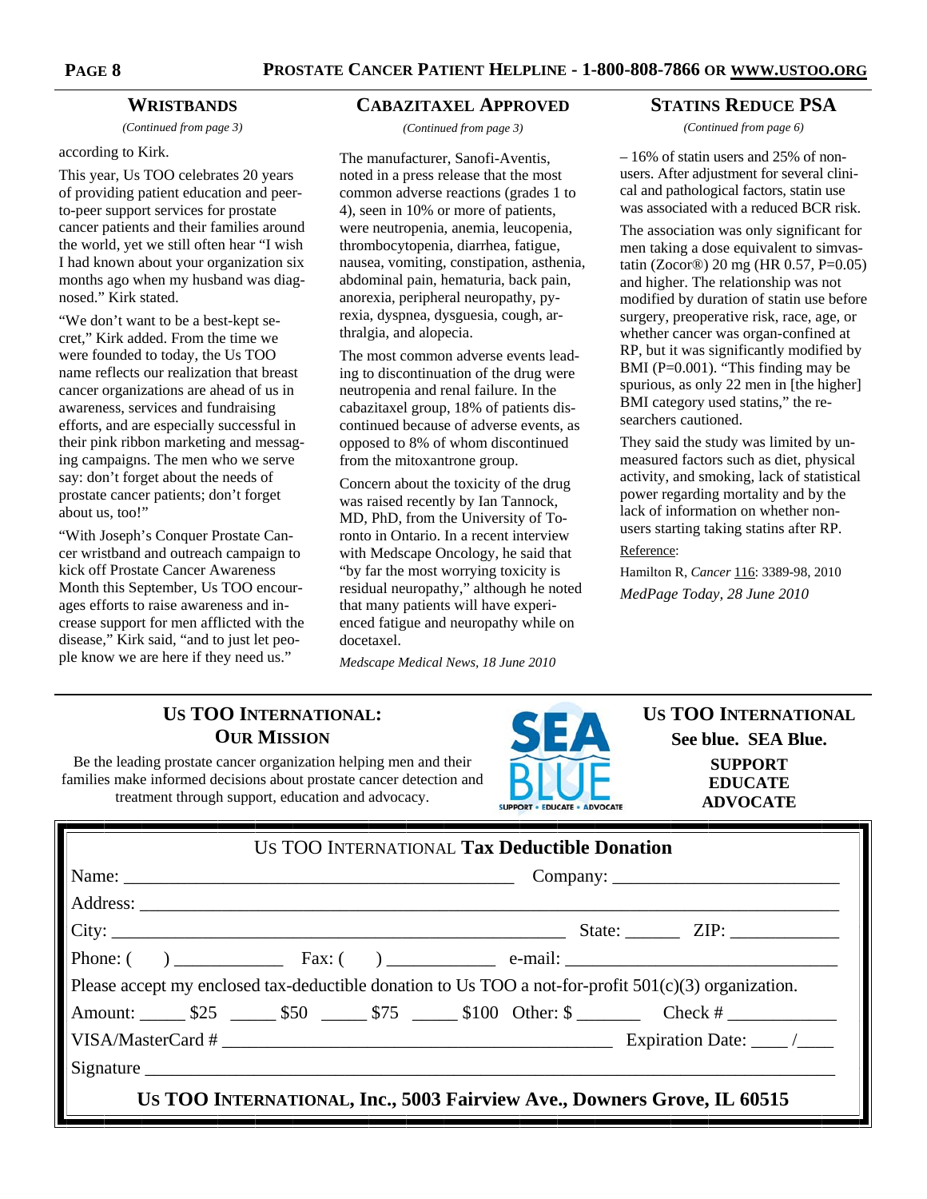## WRISTBANDS

*(Continued from page 3)*

according to Kirk.

This year, Us TOO celebrates 20 years of providing patient education and peer-to-peer support services for prostate cancer patients and their families around the world, yet we still often hear "I wish I had known about your organization six months ago when my husband was diagnosed." Kirk stated.

"We don't want to be a best-kept secret," Kirk added. From the time we were founded to today, the Us TOO name reflects our realization that breast cancer organizations are ahead of us in awareness, services and fundraising efforts, and are especially successful in their pink ribbon marketing and messaging campaigns. The men who we serve say: don't forget about the needs of prostate cancer patients; don't forget about us, too!"

"With Joseph's Conquer Prostate Cancer wristband and outreach campaign to kick off Prostate Cancer Awareness Month this September, Us TOO encourages efforts to raise awareness and increase support for men afflicted with the disease," Kirk said, "and to just let people know we are here if they need us."

## CABAZITAXEL APPROVED

*(Continued from page 3)*

The manufacturer, Sanofi-Aventis, noted in a press release that the most common adverse reactions (grades 1 to 4), seen in 10% or more of patients, were neutropenia, anemia, leucopenia, thrombocytopenia, diarrhea, fatigue, nausea, vomiting, constipation, asthenia, abdominal pain, hematuria, back pain, anorexia, peripheral neuropathy, pyrexia, dyspnea, dysguesia, cough, arthralgia, and alopecia.

The most common adverse events leading to discontinuation of the drug were neutropenia and renal failure. In the cabazitaxel group, 18% of patients discontinued because of adverse events, as opposed to 8% of whom discontinued from the mitoxantrone group.

Concern about the toxicity of the drug was raised recently by Ian Tannock, MD, PhD, from the University of Toronto in Ontario. In a recent interview with Medscape Oncology, he said that "by far the most worrying toxicity is residual neuropathy," although he noted that many patients will have experienced fatigue and neuropathy while on docetaxel.

*Medscape Medical News, 18 June 2010*

## STATINS REDUCE PSA

*(Continued from page 6)*

– 16% of statin users and 25% of non-users. After adjustment for several clinical and pathological factors, statin use was associated with a reduced BCR risk.

The association was only significant for men taking a dose equivalent to simvastatin (Zocor®) 20 mg (HR 0.57, P=0.05) and higher. The relationship was not modified by duration of statin use before surgery, preoperative risk, race, age, or whether cancer was organ-confined at RP, but it was significantly modified by BMI (P=0.001). "This finding may be spurious, as only 22 men in [the higher] BMI category used statins," the researchers cautioned.

They said the study was limited by unmeasured factors such as diet, physical activity, and smoking, lack of statistical power regarding mortality and by the lack of information on whether non-users starting taking statins after RP.

Reference:

Hamilton R, *Cancer* 116: 3389-98, 2010

*MedPage Today, 28 June 2010*

---

## US TOO INTERNATIONAL: OUR MISSION

Be the leading prostate cancer organization helping men and their families make informed decisions about prostate cancer detection and treatment through support, education and advocacy.

SEA BLUE
SUPPORT • EDUCATE • ADVOCATE

## US TOO INTERNATIONAL

**See blue. SEA Blue.**

**SUPPORT**
**EDUCATE**
**ADVOCATE**

---

### US TOO INTERNATIONAL Tax Deductible Donation

Name: ___________________________ Company: ___________________

Address: ___________________________________________________

City: _________________________________ State: ______ ZIP: __________

Phone: ( ) __________ Fax: ( ) __________ e-mail: _______________________

Please accept my enclosed tax-deductible donation to Us TOO a not-for-profit 501(c)(3) organization.

Amount: _____ $25 _____ $50 _____ $75 _____ $100 Other: $ _______ Check # __________

VISA/MasterCard # ______________________________ Expiration Date: ____ /____

Signature ___________________________________________________

**US TOO INTERNATIONAL, Inc., 5003 Fairview Ave., Downers Grove, IL 60515**